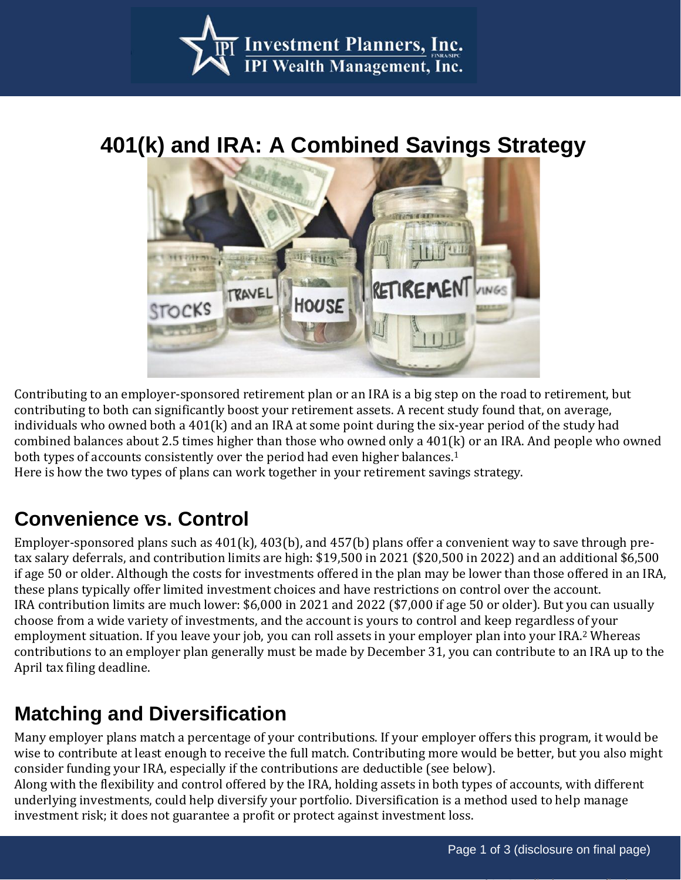# 401(k) and IRA: A Combined Savings Strategy

Contributing to an employer-sponsored retirement plan or an IRA is a big step on the road to retirement, but contributing to both can significantly boost your retirement assets. A recent study found that, on average, individuals who owned both a 401(k) and an IRA at some point during the six-year period of the study had combined balances about 2.5 times higher than those who owned only a 401(k) or an IRA. And people who owned both types of accounts consistently over the period had even higher balances.[1]

Here is how the two types of plans can work together in your retirement savings strategy.

## Convenience vs. Control

Employer-sponsored plans such as 401(k), 403(b), and 457(b) plans offer a convenient way to save through pre-tax salary deferrals, and contribution limits are high: $19,500 in 2021 ($20,500 in 2022) and an additional $6,500 if age 50 or older. Although the costs for investments offered in the plan may be lower than those offered in an IRA, these plans typically offer limited investment choices and have restrictions on control over the account.

IRA contribution limits are much lower: $6,000 in 2021 and 2022 ($7,000 if age 50 or older). But you can usually choose from a wide variety of investments, and the account is yours to control and keep regardless of your employment situation. If you leave your job, you can roll assets in your employer plan into your IRA.[2] Whereas contributions to an employer plan generally must be made by December 31, you can contribute to an IRA up to the April tax filing deadline.

## Matching and Diversification

Many employer plans match a percentage of your contributions. If your employer offers this program, it would be wise to contribute at least enough to receive the full match. Contributing more would be better, but you also might consider funding your IRA, especially if the contributions are deductible (see below).

Along with the flexibility and control offered by the IRA, holding assets in both types of accounts, with different underlying investments, could help diversify your portfolio. Diversification is a method used to help manage investment risk; it does not guarantee a profit or protect against investment loss.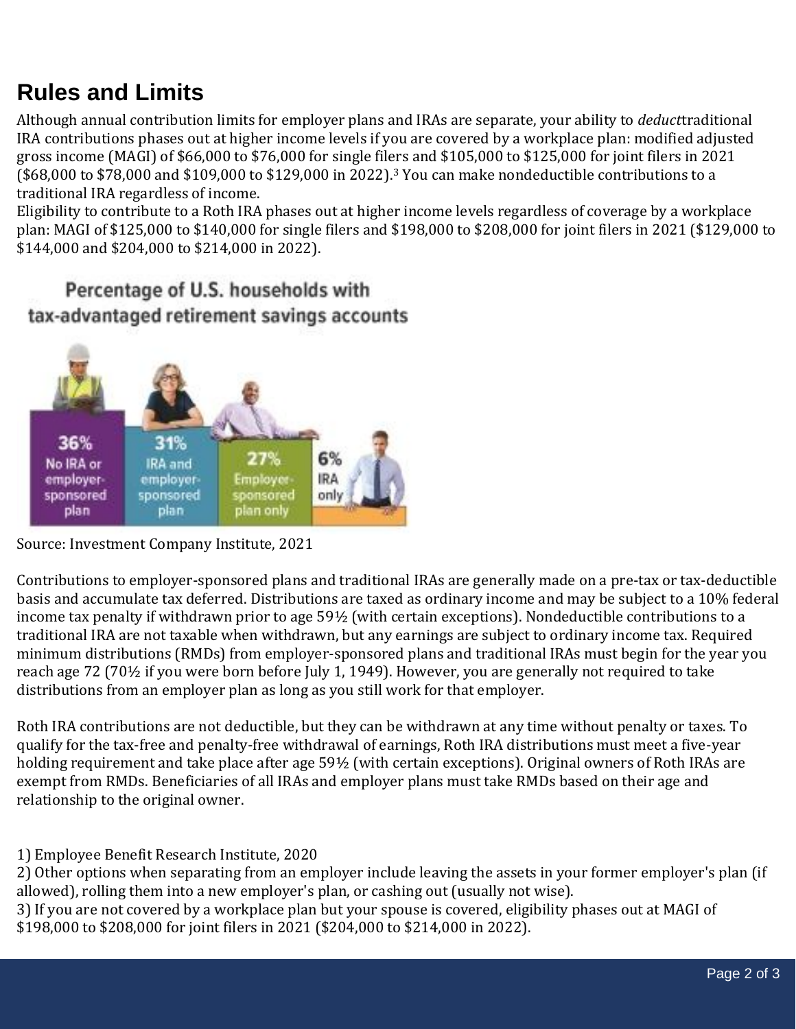## Rules and Limits

Although annual contribution limits for employer plans and IRAs are separate, your ability to *deduct*traditional IRA contributions phases out at higher income levels if you are covered by a workplace plan: modified adjusted gross income (MAGI) of $66,000 to $76,000 for single filers and $105,000 to $125,000 for joint filers in 2021 ($68,000 to $78,000 and $109,000 to $129,000 in 2022).[3] You can make nondeductible contributions to a traditional IRA regardless of income.

Eligibility to contribute to a Roth IRA phases out at higher income levels regardless of coverage by a workplace plan: MAGI of $125,000 to $140,000 for single filers and $198,000 to $208,000 for joint filers in 2021 ($129,000 to $144,000 and $204,000 to $214,000 in 2022).

**Percentage of U.S. households with tax-advantaged retirement savings accounts**

| 36% | 31% | 27% | 6% |
| --- | --- | --- | --- |
| No IRA or employer-sponsored plan | IRA and employer-sponsored plan | Employer-sponsored plan only | IRA only |

Source: Investment Company Institute, 2021

Contributions to employer-sponsored plans and traditional IRAs are generally made on a pre-tax or tax-deductible basis and accumulate tax deferred. Distributions are taxed as ordinary income and may be subject to a 10% federal income tax penalty if withdrawn prior to age 59½ (with certain exceptions). Nondeductible contributions to a traditional IRA are not taxable when withdrawn, but any earnings are subject to ordinary income tax. Required minimum distributions (RMDs) from employer-sponsored plans and traditional IRAs must begin for the year you reach age 72 (70½ if you were born before July 1, 1949). However, you are generally not required to take distributions from an employer plan as long as you still work for that employer.

Roth IRA contributions are not deductible, but they can be withdrawn at any time without penalty or taxes. To qualify for the tax-free and penalty-free withdrawal of earnings, Roth IRA distributions must meet a five-year holding requirement and take place after age 59½ (with certain exceptions). Original owners of Roth IRAs are exempt from RMDs. Beneficiaries of all IRAs and employer plans must take RMDs based on their age and relationship to the original owner.

1) Employee Benefit Research Institute, 2020

2) Other options when separating from an employer include leaving the assets in your former employer's plan (if allowed), rolling them into a new employer's plan, or cashing out (usually not wise).

3) If you are not covered by a workplace plan but your spouse is covered, eligibility phases out at MAGI of $198,000 to $208,000 for joint filers in 2021 ($204,000 to $214,000 in 2022).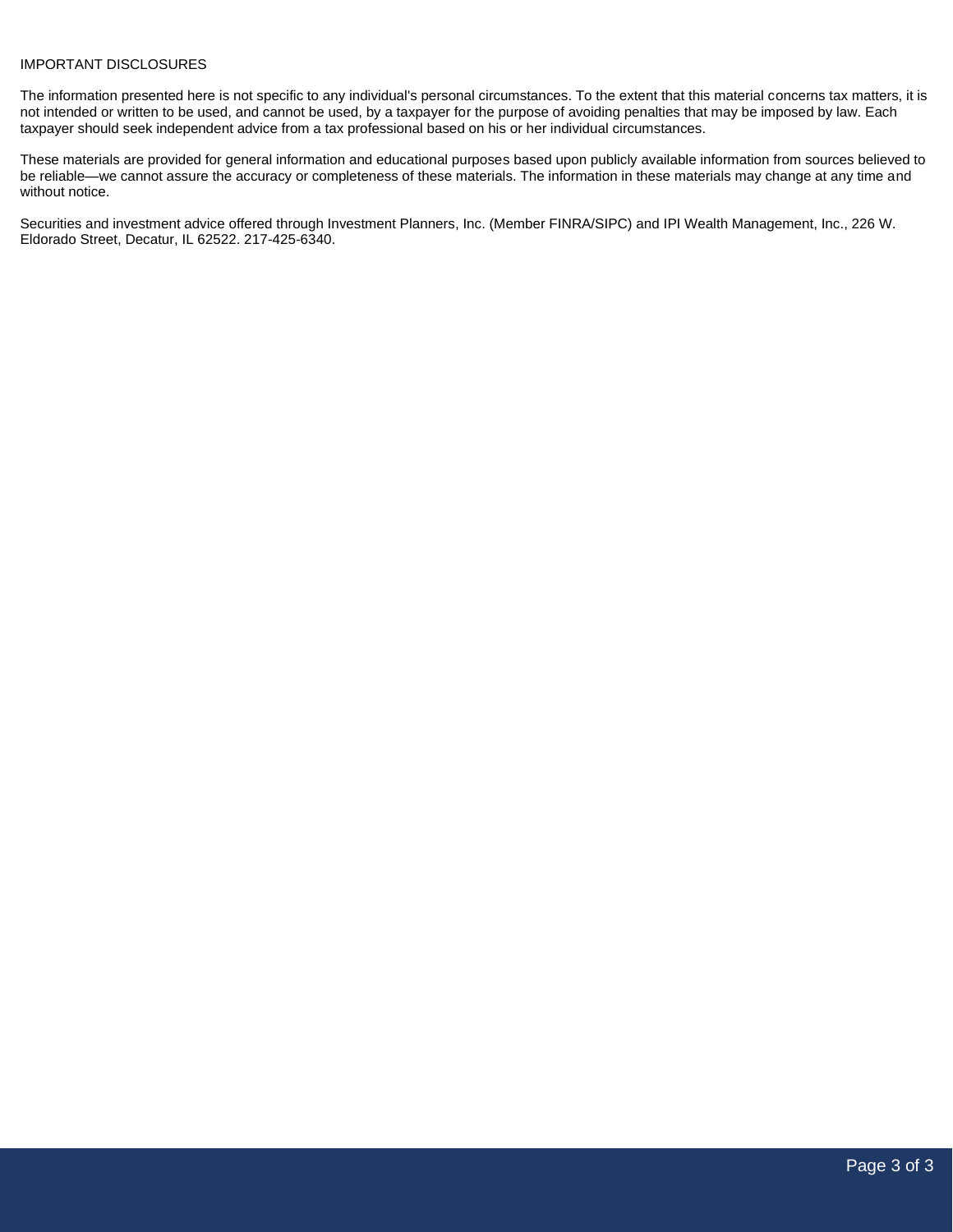IMPORTANT DISCLOSURES

The information presented here is not specific to any individual's personal circumstances. To the extent that this material concerns tax matters, it is not intended or written to be used, and cannot be used, by a taxpayer for the purpose of avoiding penalties that may be imposed by law. Each taxpayer should seek independent advice from a tax professional based on his or her individual circumstances.

These materials are provided for general information and educational purposes based upon publicly available information from sources believed to be reliable—we cannot assure the accuracy or completeness of these materials. The information in these materials may change at any time and without notice.

Securities and investment advice offered through Investment Planners, Inc. (Member FINRA/SIPC) and IPI Wealth Management, Inc., 226 W. Eldorado Street, Decatur, IL 62522. 217-425-6340.